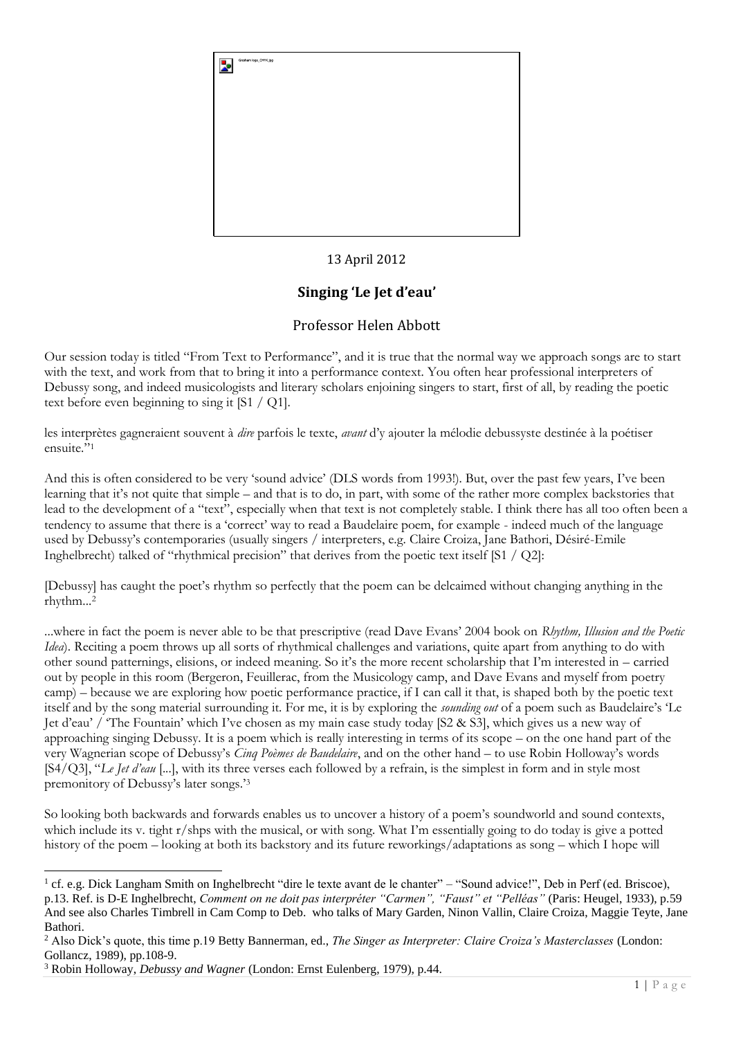13 April 2012

## Singing 'Le Jet d'eau'

Professor Helen Abbott

Our session today is titled "From Text to Performance", and it is true that the normal way we approach songs are to start with the text, and work from that to bring it into a performance context. You often hear professional interpreters of Debussy song, and indeed musicologists and literary scholars enjoining singers to start, first of all, by reading the poetic text before even beginning to sing it [S1 / Q1].

les interprètes gagneraient souvent à *dire* parfois le texte, *avant* d'y ajouter la mélodie debussyste destinée à la poétiser ensuite."[1]

And this is often considered to be very 'sound advice' (DLS words from 1993!). But, over the past few years, I've been learning that it's not quite that simple – and that is to do, in part, with some of the rather more complex backstories that lead to the development of a "text", especially when that text is not completely stable. I think there has all too often been a tendency to assume that there is a 'correct' way to read a Baudelaire poem, for example - indeed much of the language used by Debussy's contemporaries (usually singers / interpreters, e.g. Claire Croiza, Jane Bathori, Désiré-Emile Inghelbrecht) talked of "rhythmical precision" that derives from the poetic text itself [S1 / Q2]:

[Debussy] has caught the poet's rhythm so perfectly that the poem can be delcaimed without changing anything in the rhythm...[2]

...where in fact the poem is never able to be that prescriptive (read Dave Evans' 2004 book on *Rhythm, Illusion and the Poetic Idea*). Reciting a poem throws up all sorts of rhythmical challenges and variations, quite apart from anything to do with other sound patternings, elisions, or indeed meaning. So it's the more recent scholarship that I'm interested in – carried out by people in this room (Bergeron, Feuillerac, from the Musicology camp, and Dave Evans and myself from poetry camp) – because we are exploring how poetic performance practice, if I can call it that, is shaped both by the poetic text itself and by the song material surrounding it. For me, it is by exploring the *sounding out* of a poem such as Baudelaire's 'Le Jet d'eau' / 'The Fountain' which I've chosen as my main case study today [S2 & S3], which gives us a new way of approaching singing Debussy. It is a poem which is really interesting in terms of its scope – on the one hand part of the very Wagnerian scope of Debussy's *Cinq Poèmes de Baudelaire*, and on the other hand – to use Robin Holloway's words [S4/Q3], "*Le Jet d'eau* [...], with its three verses each followed by a refrain, is the simplest in form and in style most premonitory of Debussy's later songs.'[3]

So looking both backwards and forwards enables us to uncover a history of a poem's soundworld and sound contexts, which include its v. tight r/shps with the musical, or with song. What I'm essentially going to do today is give a potted history of the poem – looking at both its backstory and its future reworkings/adaptations as song – which I hope will

---

[1] cf. e.g. Dick Langham Smith on Inghelbrecht "dire le texte avant de le chanter" – "Sound advice!", Deb in Perf (ed. Briscoe), p.13. Ref. is D-E Inghelbrecht, *Comment on ne doit pas interpréter "Carmen", "Faust" et "Pelléas"* (Paris: Heugel, 1933), p.59 And see also Charles Timbrell in Cam Comp to Deb. who talks of Mary Garden, Ninon Vallin, Claire Croiza, Maggie Teyte, Jane Bathori.

[2] Also Dick's quote, this time p.19 Betty Bannerman, ed., *The Singer as Interpreter: Claire Croiza's Masterclasses* (London: Gollancz, 1989), pp.108-9.

[3] Robin Holloway, *Debussy and Wagner* (London: Ernst Eulenberg, 1979), p.44.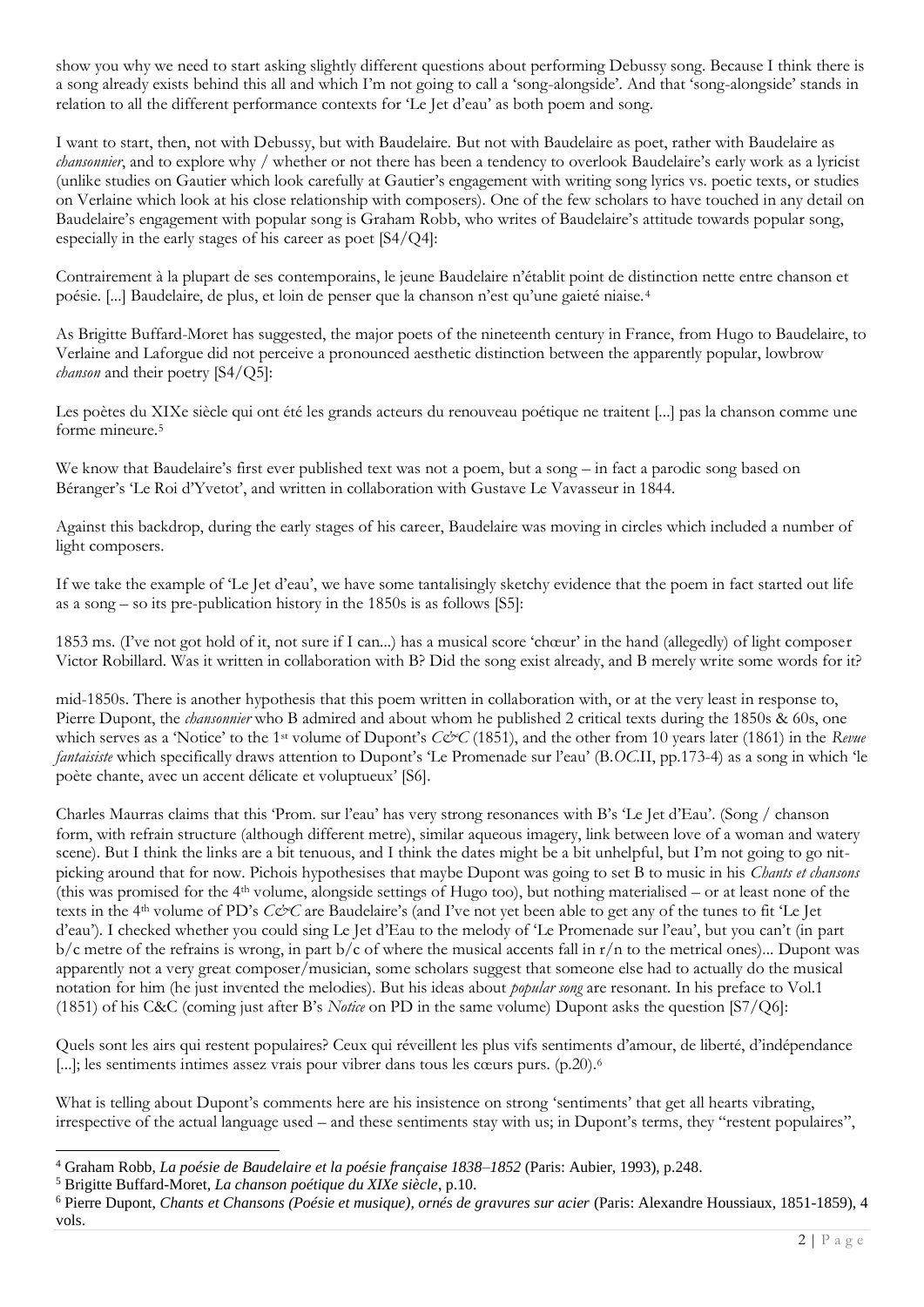show you why we need to start asking slightly different questions about performing Debussy song. Because I think there is a song already exists behind this all and which I'm not going to call a 'song-alongside'. And that 'song-alongside' stands in relation to all the different performance contexts for 'Le Jet d'eau' as both poem and song.

I want to start, then, not with Debussy, but with Baudelaire. But not with Baudelaire as poet, rather with Baudelaire as *chansonnier*, and to explore why / whether or not there has been a tendency to overlook Baudelaire's early work as a lyricist (unlike studies on Gautier which look carefully at Gautier's engagement with writing song lyrics vs. poetic texts, or studies on Verlaine which look at his close relationship with composers). One of the few scholars to have touched in any detail on Baudelaire's engagement with popular song is Graham Robb, who writes of Baudelaire's attitude towards popular song, especially in the early stages of his career as poet [S4/Q4]:

Contrairement à la plupart de ses contemporains, le jeune Baudelaire n'établit point de distinction nette entre chanson et poésie. [...] Baudelaire, de plus, et loin de penser que la chanson n'est qu'une gaieté niaise.[4]

As Brigitte Buffard-Moret has suggested, the major poets of the nineteenth century in France, from Hugo to Baudelaire, to Verlaine and Laforgue did not perceive a pronounced aesthetic distinction between the apparently popular, lowbrow *chanson* and their poetry [S4/Q5]:

Les poètes du XIXe siècle qui ont été les grands acteurs du renouveau poétique ne traitent [...] pas la chanson comme une forme mineure.[5]

We know that Baudelaire's first ever published text was not a poem, but a song – in fact a parodic song based on Béranger's 'Le Roi d'Yvetot', and written in collaboration with Gustave Le Vavasseur in 1844.

Against this backdrop, during the early stages of his career, Baudelaire was moving in circles which included a number of light composers.

If we take the example of 'Le Jet d'eau', we have some tantalisingly sketchy evidence that the poem in fact started out life as a song – so its pre-publication history in the 1850s is as follows [S5]:

1853 ms. (I've not got hold of it, not sure if I can...) has a musical score 'chœur' in the hand (allegedly) of light composer Victor Robillard. Was it written in collaboration with B? Did the song exist already, and B merely write some words for it?

mid-1850s. There is another hypothesis that this poem written in collaboration with, or at the very least in response to, Pierre Dupont, the *chansonnier* who B admired and about whom he published 2 critical texts during the 1850s & 60s, one which serves as a 'Notice' to the 1st volume of Dupont's *C&C* (1851), and the other from 10 years later (1861) in the *Revue fantaisiste* which specifically draws attention to Dupont's 'Le Promenade sur l'eau' (B.*OC*.II, pp.173-4) as a song in which 'le poète chante, avec un accent délicate et voluptueux' [S6].

Charles Maurras claims that this 'Prom. sur l'eau' has very strong resonances with B's 'Le Jet d'Eau'. (Song / chanson form, with refrain structure (although different metre), similar aqueous imagery, link between love of a woman and watery scene). But I think the links are a bit tenuous, and I think the dates might be a bit unhelpful, but I'm not going to go nit-picking around that for now. Pichois hypothesises that maybe Dupont was going to set B to music in his *Chants et chansons* (this was promised for the 4th volume, alongside settings of Hugo too), but nothing materialised – or at least none of the texts in the 4th volume of PD's *C&C* are Baudelaire's (and I've not yet been able to get any of the tunes to fit 'Le Jet d'eau'). I checked whether you could sing Le Jet d'Eau to the melody of 'Le Promenade sur l'eau', but you can't (in part b/c metre of the refrains is wrong, in part b/c of where the musical accents fall in r/n to the metrical ones)... Dupont was apparently not a very great composer/musician, some scholars suggest that someone else had to actually do the musical notation for him (he just invented the melodies). But his ideas about *popular song* are resonant. In his preface to Vol.1 (1851) of his C&C (coming just after B's *Notice* on PD in the same volume) Dupont asks the question [S7/Q6]:

Quels sont les airs qui restent populaires? Ceux qui réveillent les plus vifs sentiments d'amour, de liberté, d'indépendance [...]; les sentiments intimes assez vrais pour vibrer dans tous les cœurs purs. (p.20).[6]

What is telling about Dupont's comments here are his insistence on strong 'sentiments' that get all hearts vibrating, irrespective of the actual language used – and these sentiments stay with us; in Dupont's terms, they "restent populaires",

---

[4] Graham Robb, *La poésie de Baudelaire et la poésie française 1838–1852* (Paris: Aubier, 1993), p.248.

[5] Brigitte Buffard-Moret, *La chanson poétique du XIXe siècle*, p.10.

[6] Pierre Dupont, *Chants et Chansons (Poésie et musique), ornés de gravures sur acier* (Paris: Alexandre Houssiaux, 1851-1859), 4 vols.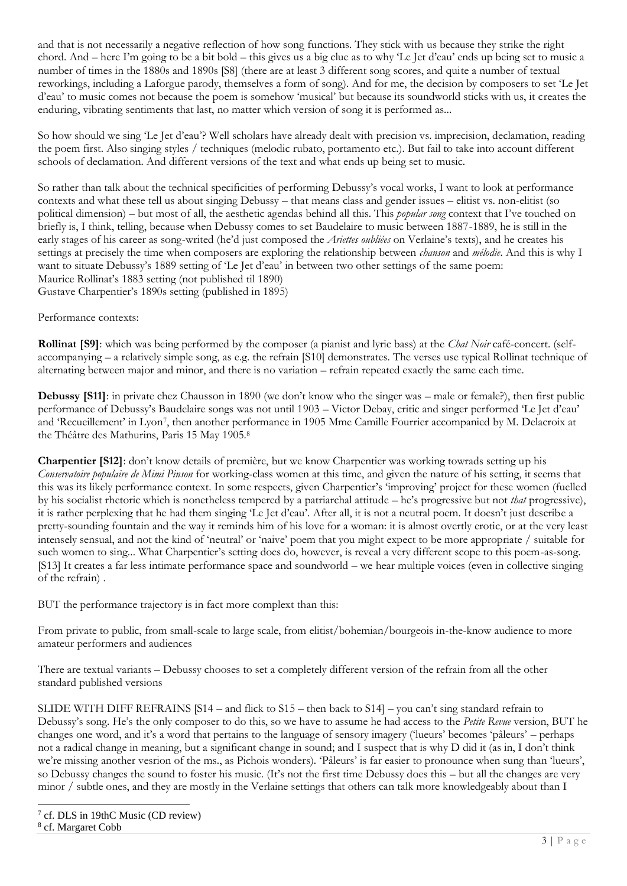and that is not necessarily a negative reflection of how song functions. They stick with us because they strike the right chord. And – here I'm going to be a bit bold – this gives us a big clue as to why 'Le Jet d'eau' ends up being set to music a number of times in the 1880s and 1890s [S8] (there are at least 3 different song scores, and quite a number of textual reworkings, including a Laforgue parody, themselves a form of song). And for me, the decision by composers to set 'Le Jet d'eau' to music comes not because the poem is somehow 'musical' but because its soundworld sticks with us, it creates the enduring, vibrating sentiments that last, no matter which version of song it is performed as...

So how should we sing 'Le Jet d'eau'? Well scholars have already dealt with precision vs. imprecision, declamation, reading the poem first. Also singing styles / techniques (melodic rubato, portamento etc.). But fail to take into account different schools of declamation. And different versions of the text and what ends up being set to music.

So rather than talk about the technical specificities of performing Debussy's vocal works, I want to look at performance contexts and what these tell us about singing Debussy – that means class and gender issues – elitist vs. non-elitist (so political dimension) – but most of all, the aesthetic agendas behind all this. This *popular song* context that I've touched on briefly is, I think, telling, because when Debussy comes to set Baudelaire to music between 1887-1889, he is still in the early stages of his career as song-writed (he'd just composed the *Ariettes oubliées* on Verlaine's texts), and he creates his settings at precisely the time when composers are exploring the relationship between *chanson* and *mélodie*. And this is why I want to situate Debussy's 1889 setting of 'Le Jet d'eau' in between two other settings of the same poem:
Maurice Rollinat's 1883 setting (not published til 1890)
Gustave Charpentier's 1890s setting (published in 1895)

Performance contexts:

**Rollinat [S9]**: which was being performed by the composer (a pianist and lyric bass) at the *Chat Noir* café-concert. (self-accompanying – a relatively simple song, as e.g. the refrain [S10] demonstrates. The verses use typical Rollinat technique of alternating between major and minor, and there is no variation – refrain repeated exactly the same each time.

**Debussy [S11]**: in private chez Chausson in 1890 (we don't know who the singer was – male or female?), then first public performance of Debussy's Baudelaire songs was not until 1903 – Victor Debay, critic and singer performed 'Le Jet d'eau' and 'Recueillement' in Lyon[7], then another performance in 1905 Mme Camille Fourrier accompanied by M. Delacroix at the Théâtre des Mathurins, Paris 15 May 1905.[8]

**Charpentier [S12]**: don't know details of première, but we know Charpentier was working towrads setting up his *Conservatoire populaire de Mimi Pinson* for working-class women at this time, and given the nature of his setting, it seems that this was its likely performance context. In some respects, given Charpentier's 'improving' project for these women (fuelled by his socialist rhetoric which is nonetheless tempered by a patriarchal attitude – he's progressive but not *that* progressive), it is rather perplexing that he had them singing 'Le Jet d'eau'. After all, it is not a neutral poem. It doesn't just describe a pretty-sounding fountain and the way it reminds him of his love for a woman: it is almost overtly erotic, or at the very least intensely sensual, and not the kind of 'neutral' or 'naive' poem that you might expect to be more appropriate / suitable for such women to sing... What Charpentier's setting does do, however, is reveal a very different scope to this poem-as-song. [S13] It creates a far less intimate performance space and soundworld – we hear multiple voices (even in collective singing of the refrain) .

BUT the performance trajectory is in fact more complex than this:

From private to public, from small-scale to large scale, from elitist/bohemian/bourgeois in-the-know audience to more amateur performers and audiences

There are textual variants – Debussy chooses to set a completely different version of the refrain from all the other standard published versions

SLIDE WITH DIFF REFRAINS [S14 – and flick to S15 – then back to S14] – you can't sing standard refrain to Debussy's song. He's the only composer to do this, so we have to assume he had access to the *Petite Revue* version, BUT he changes one word, and it's a word that pertains to the language of sensory imagery ('lueurs' becomes 'pâleurs' – perhaps not a radical change in meaning, but a significant change in sound; and I suspect that is why D did it (as in, I don't think we're missing another vesrion of the ms., as Pichois wonders). 'Pâleurs' is far easier to pronounce when sung than 'lueurs', so Debussy changes the sound to foster his music. (It's not the first time Debussy does this – but all the changes are very minor / subtle ones, and they are mostly in the Verlaine settings that others can talk more knowledgeably about than I

[7] cf. DLS in 19thC Music (CD review)
[8] cf. Margaret Cobb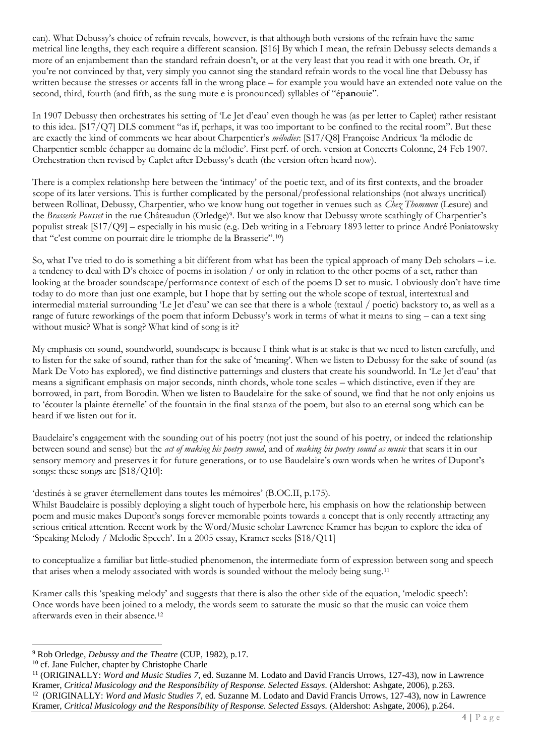can). What Debussy's choice of refrain reveals, however, is that although both versions of the refrain have the same metrical line lengths, they each require a different scansion. [S16] By which I mean, the refrain Debussy selects demands a more of an enjambement than the standard refrain doesn't, or at the very least that you read it with one breath. Or, if you're not convinced by that, very simply you cannot sing the standard refrain words to the vocal line that Debussy has written because the stresses or accents fall in the wrong place – for example you would have an extended note value on the second, third, fourth (and fifth, as the sung mute e is pronounced) syllables of "ép**an**ouie".

In 1907 Debussy then orchestrates his setting of 'Le Jet d'eau' even though he was (as per letter to Caplet) rather resistant to this idea. [S17/Q7] DLS comment "as if, perhaps, it was too important to be confined to the recital room". But these are exactly the kind of comments we hear about Charpentier's *mélodies*: [S17/Q8] Françoise Andrieux 'la mélodie de Charpentier semble échapper au domaine de la mélodie'. First perf. of orch. version at Concerts Colonne, 24 Feb 1907. Orchestration then revised by Caplet after Debussy's death (the version often heard now).

There is a complex relationshp here between the 'intimacy' of the poetic text, and of its first contexts, and the broader scope of its later versions. This is further complicated by the personal/professional relationships (not always uncritical) between Rollinat, Debussy, Charpentier, who we know hung out together in venues such as *Chez Thommen* (Lesure) and the *Brasserie Pousset* in the rue Châteaudun (Orledge)[9]. But we also know that Debussy wrote scathingly of Charpentier's populist streak [S17/Q9] – especially in his music (e.g. Deb writing in a February 1893 letter to prince André Poniatowsky that "c'est comme on pourrait dire le triomphe de la Brasserie".[10])

So, what I've tried to do is something a bit different from what has been the typical approach of many Deb scholars – i.e. a tendency to deal with D's choice of poems in isolation / or only in relation to the other poems of a set, rather than looking at the broader soundscape/performance context of each of the poems D set to music. I obviously don't have time today to do more than just one example, but I hope that by setting out the whole scope of textual, intertextual and intermedial material surrounding 'Le Jet d'eau' we can see that there is a whole (textaul / poetic) backstory to, as well as a range of future reworkings of the poem that inform Debussy's work in terms of what it means to sing – can a text sing without music? What is song? What kind of song is it?

My emphasis on sound, soundworld, soundscape is because I think what is at stake is that we need to listen carefully, and to listen for the sake of sound, rather than for the sake of 'meaning'. When we listen to Debussy for the sake of sound (as Mark De Voto has explored), we find distinctive patternings and clusters that create his soundworld. In 'Le Jet d'eau' that means a significant emphasis on major seconds, ninth chords, whole tone scales – which distinctive, even if they are borrowed, in part, from Borodin. When we listen to Baudelaire for the sake of sound, we find that he not only enjoins us to 'écouter la plainte éternelle' of the fountain in the final stanza of the poem, but also to an eternal song which can be heard if we listen out for it.

Baudelaire's engagement with the sounding out of his poetry (not just the sound of his poetry, or indeed the relationship between sound and sense) but the *act of making his poetry sound*, and of *making his poetry sound as music* that sears it in our sensory memory and preserves it for future generations, or to use Baudelaire's own words when he writes of Dupont's songs: these songs are [S18/Q10]:

'destinés à se graver éternellement dans toutes les mémoires' (B.OC.II, p.175).

Whilst Baudelaire is possibly deploying a slight touch of hyperbole here, his emphasis on how the relationship between poem and music makes Dupont's songs forever memorable points towards a concept that is only recently attracting any serious critical attention. Recent work by the Word/Music scholar Lawrence Kramer has begun to explore the idea of 'Speaking Melody / Melodic Speech'. In a 2005 essay, Kramer seeks [S18/Q11]

to conceptualize a familiar but little-studied phenomenon, the intermediate form of expression between song and speech that arises when a melody associated with words is sounded without the melody being sung.[11]

Kramer calls this 'speaking melody' and suggests that there is also the other side of the equation, 'melodic speech':
Once words have been joined to a melody, the words seem to saturate the music so that the music can voice them afterwards even in their absence.[12]

---

[9] Rob Orledge, *Debussy and the Theatre* (CUP, 1982), p.17.

[10] cf. Jane Fulcher, chapter by Christophe Charle

[11] (ORIGINALLY: *Word and Music Studies 7*, ed. Suzanne M. Lodato and David Francis Urrows, 127-43), now in Lawrence Kramer, *Critical Musicology and the Responsibility of Response. Selected Essays.* (Aldershot: Ashgate, 2006), p.263.

[12] (ORIGINALLY: *Word and Music Studies 7*, ed. Suzanne M. Lodato and David Francis Urrows, 127-43), now in Lawrence Kramer, *Critical Musicology and the Responsibility of Response. Selected Essays.* (Aldershot: Ashgate, 2006), p.264.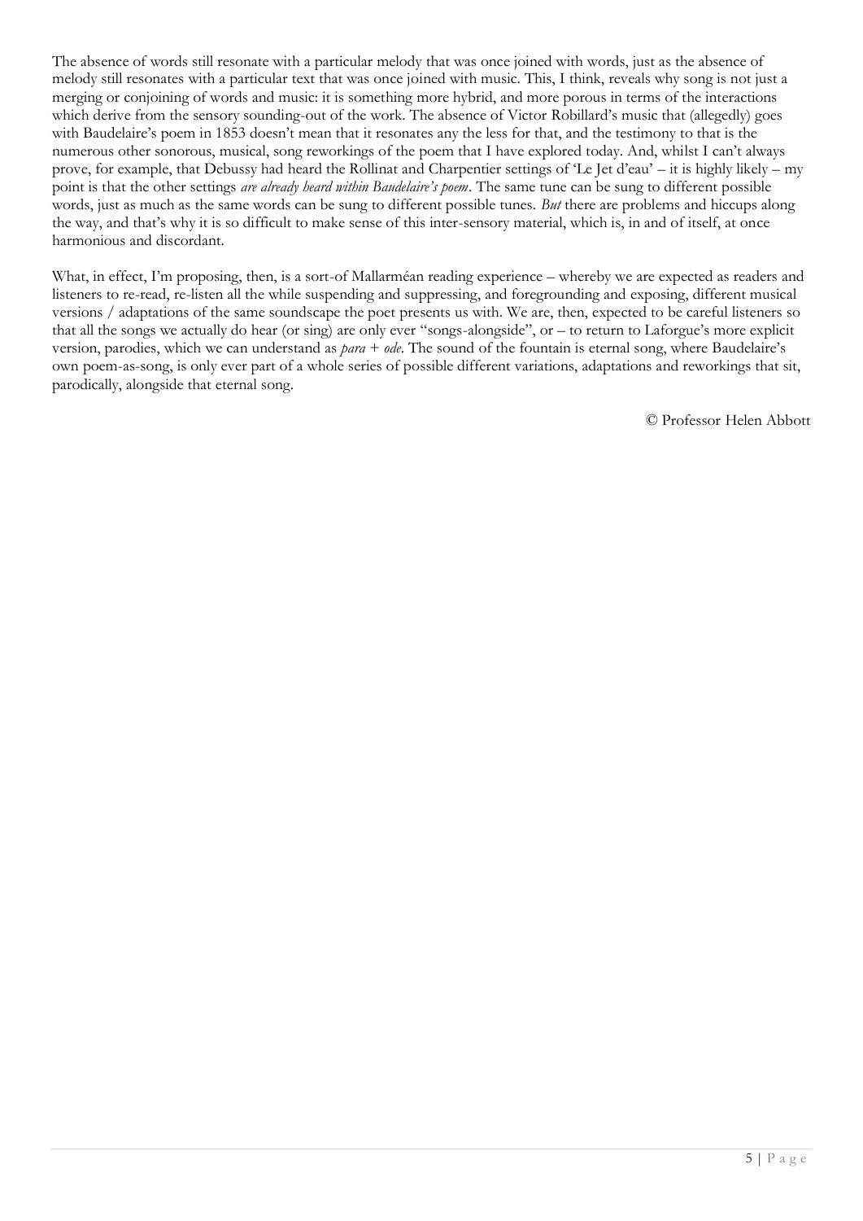The absence of words still resonate with a particular melody that was once joined with words, just as the absence of melody still resonates with a particular text that was once joined with music. This, I think, reveals why song is not just a merging or conjoining of words and music: it is something more hybrid, and more porous in terms of the interactions which derive from the sensory sounding-out of the work. The absence of Victor Robillard's music that (allegedly) goes with Baudelaire's poem in 1853 doesn't mean that it resonates any the less for that, and the testimony to that is the numerous other sonorous, musical, song reworkings of the poem that I have explored today. And, whilst I can't always prove, for example, that Debussy had heard the Rollinat and Charpentier settings of 'Le Jet d'eau' – it is highly likely – my point is that the other settings *are already heard within Baudelaire's poem*. The same tune can be sung to different possible words, just as much as the same words can be sung to different possible tunes. *But* there are problems and hiccups along the way, and that's why it is so difficult to make sense of this inter-sensory material, which is, in and of itself, at once harmonious and discordant.

What, in effect, I'm proposing, then, is a sort-of Mallarméan reading experience – whereby we are expected as readers and listeners to re-read, re-listen all the while suspending and suppressing, and foregrounding and exposing, different musical versions / adaptations of the same soundscape the poet presents us with. We are, then, expected to be careful listeners so that all the songs we actually do hear (or sing) are only ever "songs-alongside", or – to return to Laforgue's more explicit version, parodies, which we can understand as *para + ode*. The sound of the fountain is eternal song, where Baudelaire's own poem-as-song, is only ever part of a whole series of possible different variations, adaptations and reworkings that sit, parodically, alongside that eternal song.

© Professor Helen Abbott